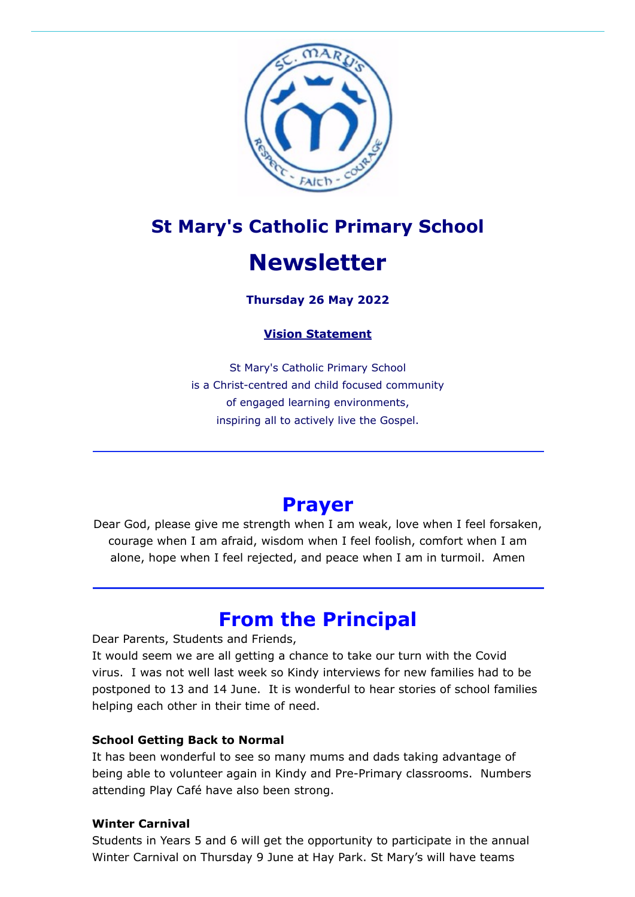# St Mary's Catholic Primary School

# Newsletter

**Thursday 26 May 2022**

**Vision Statement**

St Mary's Catholic Primary School
is a Christ-centred and child focused community
of engaged learning environments,
inspiring all to actively live the Gospel.

## Prayer

Dear God, please give me strength when I am weak, love when I feel forsaken, courage when I am afraid, wisdom when I feel foolish, comfort when I am alone, hope when I feel rejected, and peace when I am in turmoil. Amen

## From the Principal

Dear Parents, Students and Friends,
It would seem we are all getting a chance to take our turn with the Covid virus. I was not well last week so Kindy interviews for new families had to be postponed to 13 and 14 June. It is wonderful to hear stories of school families helping each other in their time of need.

**School Getting Back to Normal**
It has been wonderful to see so many mums and dads taking advantage of being able to volunteer again in Kindy and Pre-Primary classrooms. Numbers attending Play Café have also been strong.

**Winter Carnival**
Students in Years 5 and 6 will get the opportunity to participate in the annual Winter Carnival on Thursday 9 June at Hay Park. St Mary's will have teams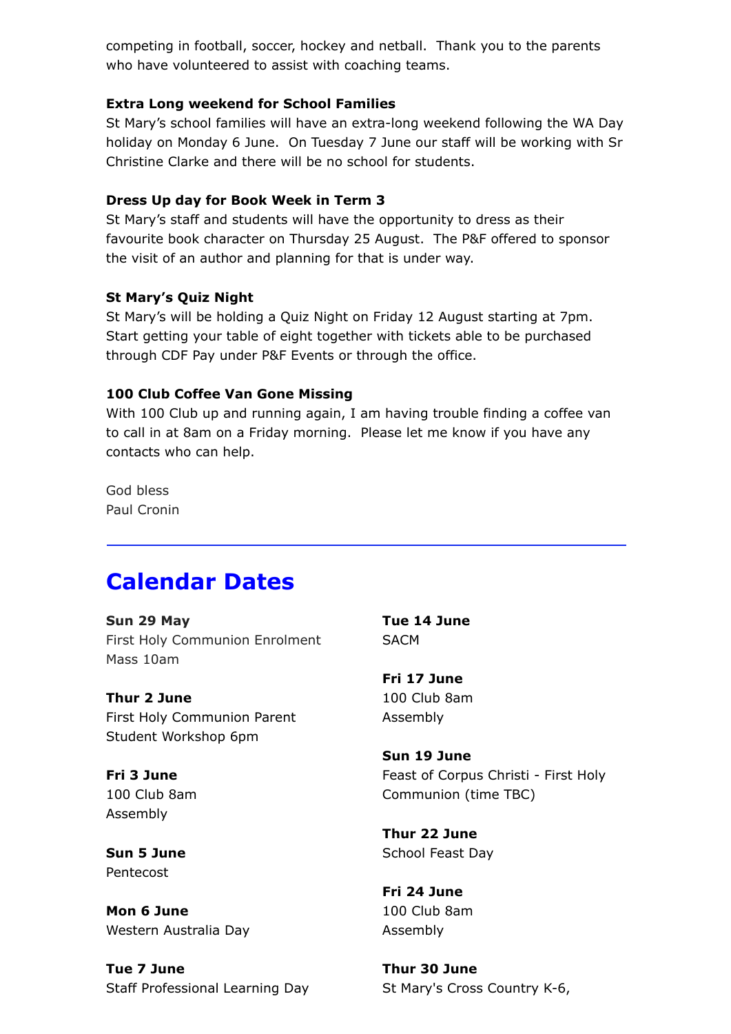competing in football, soccer, hockey and netball. Thank you to the parents who have volunteered to assist with coaching teams.

**Extra Long weekend for School Families**

St Mary's school families will have an extra-long weekend following the WA Day holiday on Monday 6 June. On Tuesday 7 June our staff will be working with Sr Christine Clarke and there will be no school for students.

**Dress Up day for Book Week in Term 3**

St Mary's staff and students will have the opportunity to dress as their favourite book character on Thursday 25 August. The P&F offered to sponsor the visit of an author and planning for that is under way.

**St Mary's Quiz Night**

St Mary's will be holding a Quiz Night on Friday 12 August starting at 7pm. Start getting your table of eight together with tickets able to be purchased through CDF Pay under P&F Events or through the office.

**100 Club Coffee Van Gone Missing**

With 100 Club up and running again, I am having trouble finding a coffee van to call in at 8am on a Friday morning. Please let me know if you have any contacts who can help.

God bless
Paul Cronin

---

## Calendar Dates

**Sun 29 May**
First Holy Communion Enrolment Mass 10am

**Thur 2 June**
First Holy Communion Parent Student Workshop 6pm

**Fri 3 June**
100 Club 8am
Assembly

**Sun 5 June**
Pentecost

**Mon 6 June**
Western Australia Day

**Tue 7 June**
Staff Professional Learning Day

**Tue 14 June**
SACM

**Fri 17 June**
100 Club 8am
Assembly

**Sun 19 June**
Feast of Corpus Christi - First Holy Communion (time TBC)

**Thur 22 June**
School Feast Day

**Fri 24 June**
100 Club 8am
Assembly

**Thur 30 June**
St Mary's Cross Country K-6,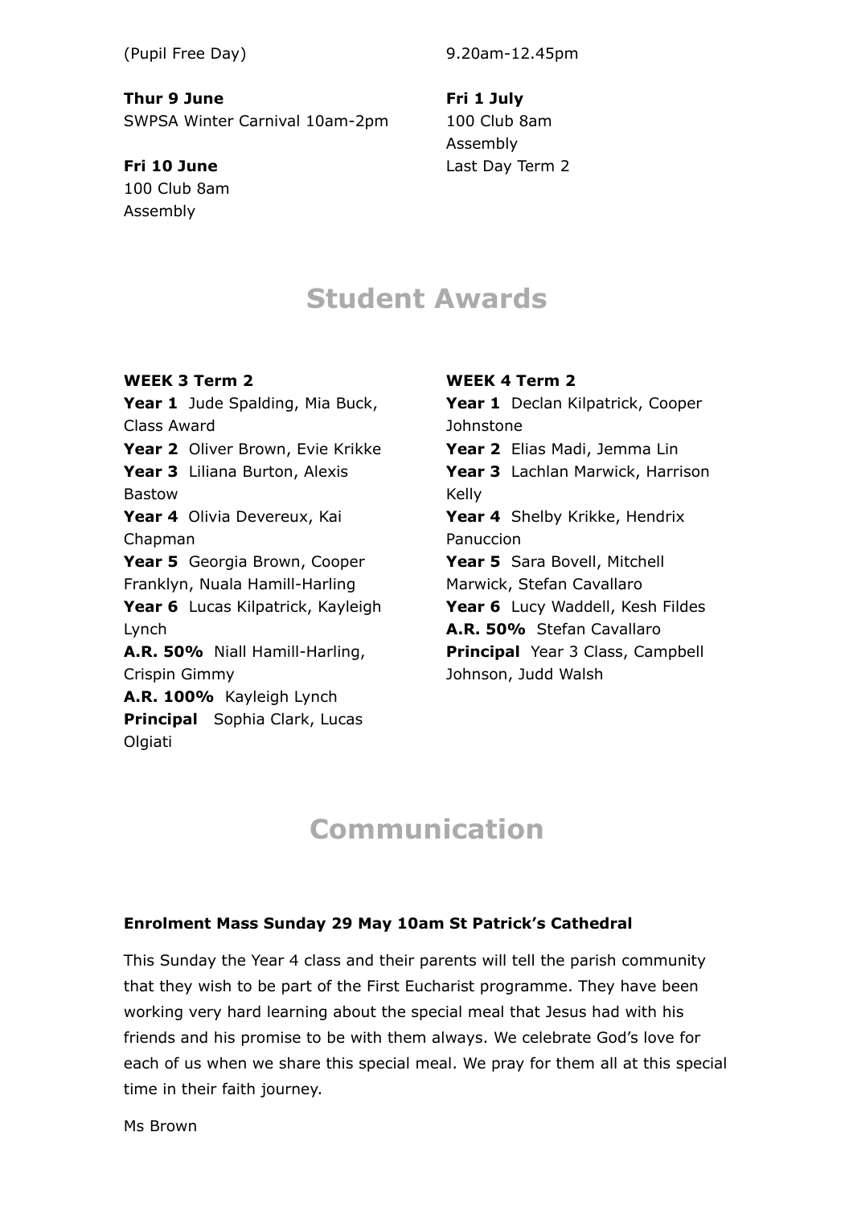(Pupil Free Day)

**Thur 9 June**
SWPSA Winter Carnival 10am-2pm

**Fri 10 June**
100 Club 8am
Assembly

9.20am-12.45pm

**Fri 1 July**
100 Club 8am
Assembly
Last Day Term 2

## Student Awards

**WEEK 3 Term 2**
**Year 1** Jude Spalding, Mia Buck, Class Award
**Year 2** Oliver Brown, Evie Krikke
**Year 3** Liliana Burton, Alexis Bastow
**Year 4** Olivia Devereux, Kai Chapman
**Year 5** Georgia Brown, Cooper Franklyn, Nuala Hamill-Harling
**Year 6** Lucas Kilpatrick, Kayleigh Lynch
**A.R. 50%** Niall Hamill-Harling, Crispin Gimmy
**A.R. 100%** Kayleigh Lynch
**Principal** Sophia Clark, Lucas Olgiati

**WEEK 4 Term 2**
**Year 1** Declan Kilpatrick, Cooper Johnstone
**Year 2** Elias Madi, Jemma Lin
**Year 3** Lachlan Marwick, Harrison Kelly
**Year 4** Shelby Krikke, Hendrix Panuccion
**Year 5** Sara Bovell, Mitchell Marwick, Stefan Cavallaro
**Year 6** Lucy Waddell, Kesh Fildes
**A.R. 50%** Stefan Cavallaro
**Principal** Year 3 Class, Campbell Johnson, Judd Walsh

## Communication

**Enrolment Mass Sunday 29 May 10am St Patrick's Cathedral**

This Sunday the Year 4 class and their parents will tell the parish community that they wish to be part of the First Eucharist programme. They have been working very hard learning about the special meal that Jesus had with his friends and his promise to be with them always. We celebrate God's love for each of us when we share this special meal. We pray for them all at this special time in their faith journey.

Ms Brown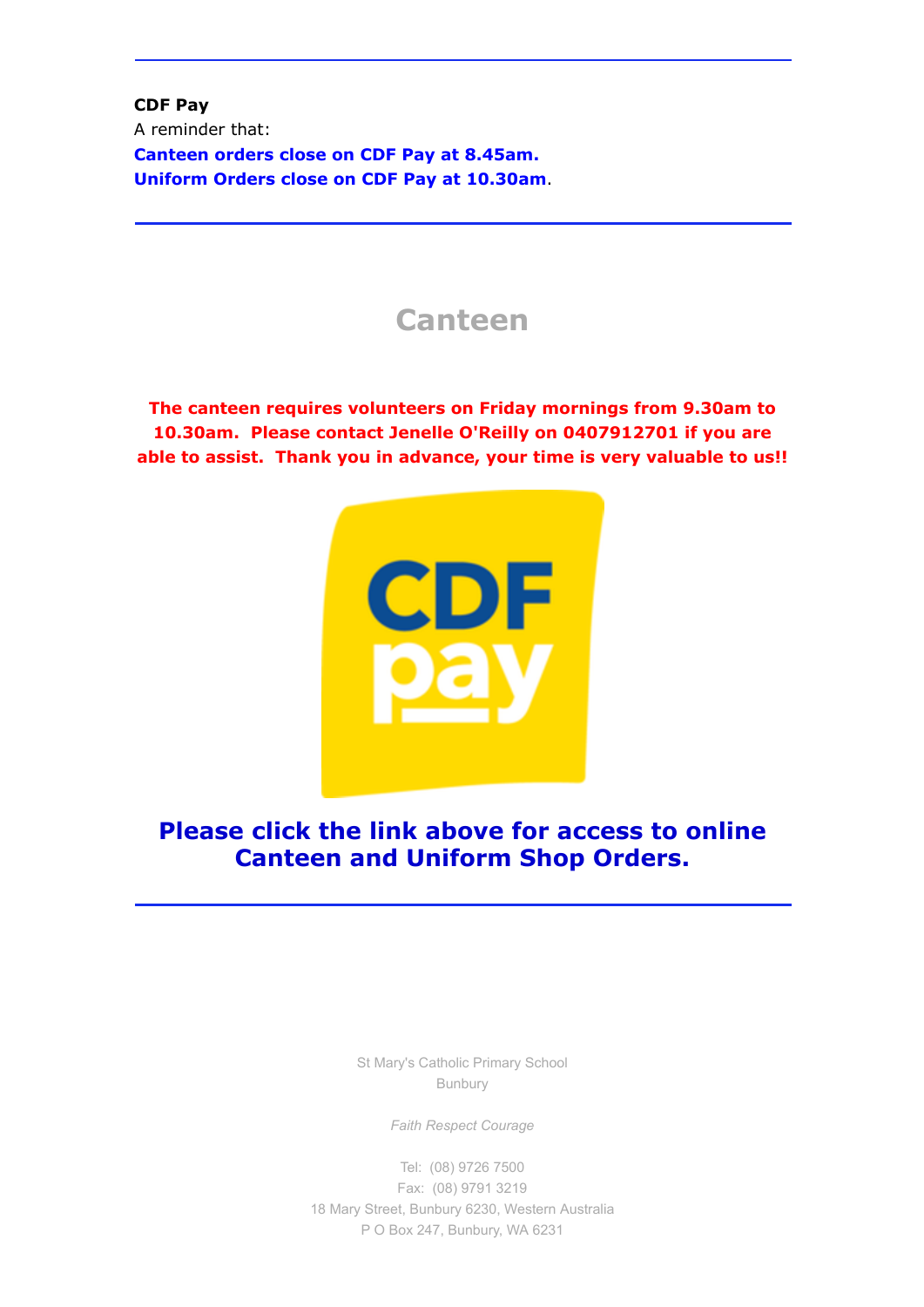---

**CDF Pay**

A reminder that:

**Canteen orders close on CDF Pay at 8.45am.**

**Uniform Orders close on CDF Pay at 10.30am**.

---

## Canteen

**The canteen requires volunteers on Friday mornings from 9.30am to 10.30am. Please contact Jenelle O'Reilly on 0407912701 if you are able to assist. Thank you in advance, your time is very valuable to us!!**

**Please click the link above for access to online Canteen and Uniform Shop Orders.**

---

St Mary's Catholic Primary School
Bunbury

*Faith Respect Courage*

Tel: (08) 9726 7500
Fax: (08) 9791 3219
18 Mary Street, Bunbury 6230, Western Australia
P O Box 247, Bunbury, WA 6231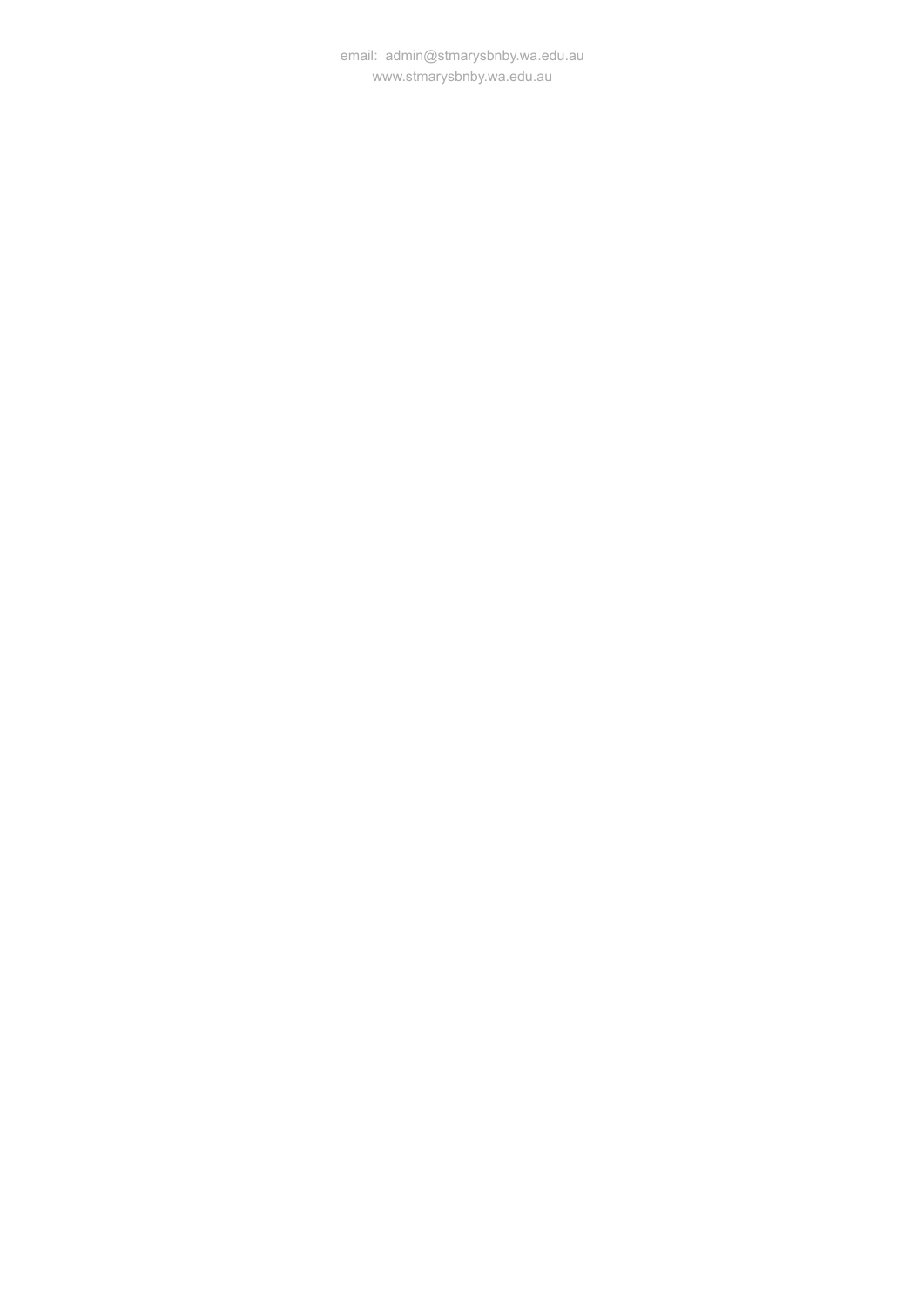email: admin@stmarysbnby.wa.edu.au
www.stmarysbnby.wa.edu.au